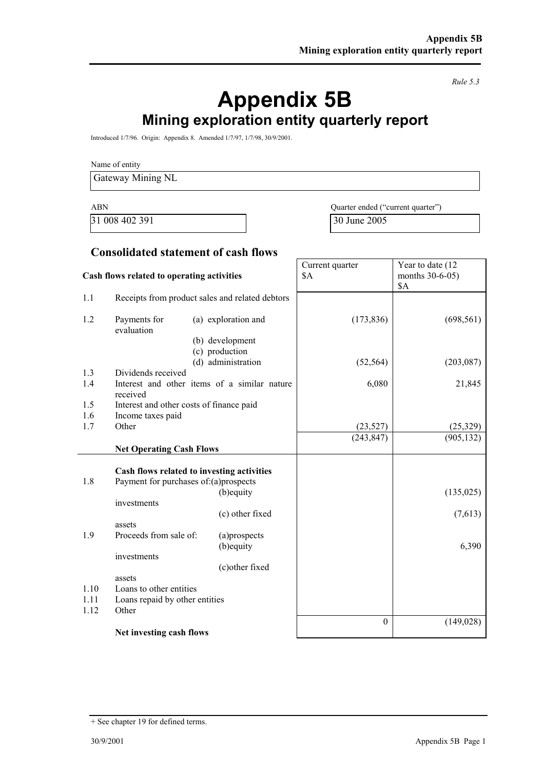*Rule 5.3*

# Appendix 5B

## Mining exploration entity quarterly report

Introduced 1/7/96. Origin: Appendix 8. Amended 1/7/97, 1/7/98, 30/9/2001.

Name of entity

Gateway Mining NL

| ABN | Quarter ended ("current quarter") |
|---|---|
| 31 008 402 391 | 30 June 2005 |

### Consolidated statement of cash flows

| | Cash flows related to operating activities | | Current quarter $A | Year to date (12 months 30-6-05) $A |
|---|---|---|---|---|
| 1.1 | Receipts from product sales and related debtors | | | |
| 1.2 | Payments for | (a) exploration and evaluation | (173,836) | (698,561) |
| | | (b) development | | |
| | | (c) production | | |
| | | (d) administration | (52,564) | (203,087) |
| 1.3 | Dividends received | | | |
| 1.4 | Interest and other items of a similar nature received | | 6,080 | 21,845 |
| 1.5 | Interest and other costs of finance paid | | | |
| 1.6 | Income taxes paid | | | |
| 1.7 | Other | | (23,527) | (25,329) |
| | **Net Operating Cash Flows** | | (243,847) | (905,132) |
| | **Cash flows related to investing activities** | | | |
| 1.8 | Payment for purchases of: | (a)prospects | | |
| | | (b)equity investments | | (135,025) |
| | | (c) other fixed assets | | (7,613) |
| 1.9 | Proceeds from sale of: | (a)prospects | | |
| | | (b)equity investments | | 6,390 |
| | | (c)other fixed assets | | |
| 1.10 | Loans to other entities | | | |
| 1.11 | Loans repaid by other entities | | | |
| 1.12 | Other | | | |
| | **Net investing cash flows** | | 0 | (149,028) |

+ See chapter 19 for defined terms.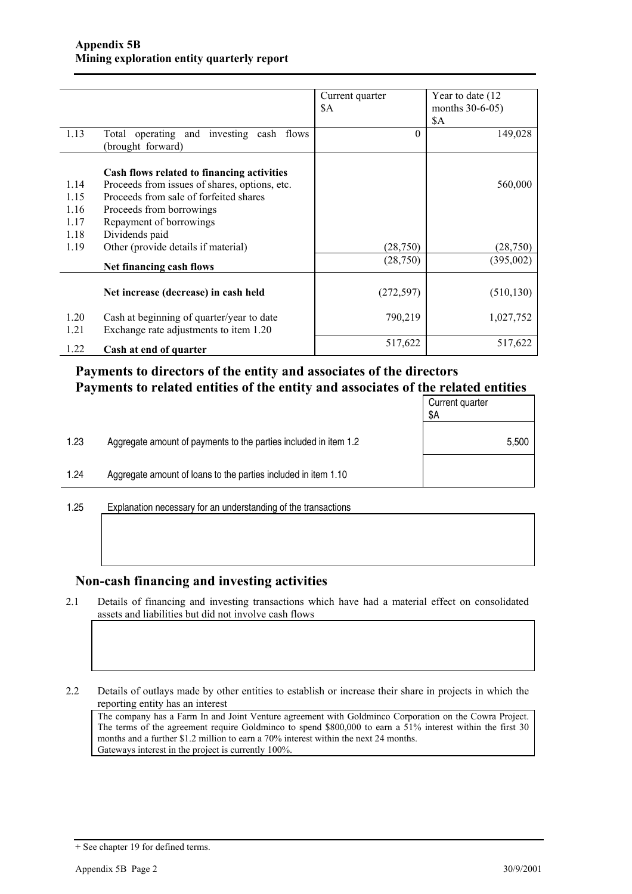**Appendix 5B**
**Mining exploration entity quarterly report**

| | | Current quarter $A | Year to date (12 months 30-6-05) $A |
|---|---|---|---|
| 1.13 | Total operating and investing cash flows (brought forward) | 0 | 149,028 |
| | **Cash flows related to financing activities** | | |
| 1.14 | Proceeds from issues of shares, options, etc. | | 560,000 |
| 1.15 | Proceeds from sale of forfeited shares | | |
| 1.16 | Proceeds from borrowings | | |
| 1.17 | Repayment of borrowings | | |
| 1.18 | Dividends paid | | |
| 1.19 | Other (provide details if material) | (28,750) | (28,750) |
| | **Net financing cash flows** | (28,750) | (395,002) |
| | **Net increase (decrease) in cash held** | (272,597) | (510,130) |
| 1.20 | Cash at beginning of quarter/year to date | 790,219 | 1,027,752 |
| 1.21 | Exchange rate adjustments to item 1.20 | | |
| 1.22 | **Cash at end of quarter** | 517,622 | 517,622 |

## Payments to directors of the entity and associates of the directors
## Payments to related entities of the entity and associates of the related entities

| | | Current quarter $A |
|---|---|---|
| 1.23 | Aggregate amount of payments to the parties included in item 1.2 | 5,500 |
| 1.24 | Aggregate amount of loans to the parties included in item 1.10 | |

1.25 Explanation necessary for an understanding of the transactions

## Non-cash financing and investing activities

2.1 Details of financing and investing transactions which have had a material effect on consolidated assets and liabilities but did not involve cash flows

2.2 Details of outlays made by other entities to establish or increase their share in projects in which the reporting entity has an interest

The company has a Farm In and Joint Venture agreement with Goldminco Corporation on the Cowra Project. The terms of the agreement require Goldminco to spend $800,000 to earn a 51% interest within the first 30 months and a further $1.2 million to earn a 70% interest within the next 24 months.
Gateways interest in the project is currently 100%.

+ See chapter 19 for defined terms.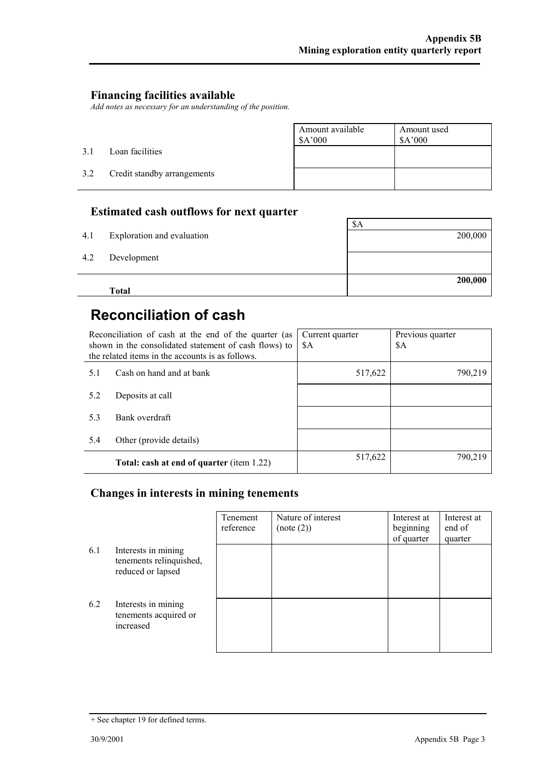## Financing facilities available

*Add notes as necessary for an understanding of the position.*

| | | Amount available $A'000 | Amount used $A'000 |
|---|---|---|---|
| 3.1 | Loan facilities | | |
| 3.2 | Credit standby arrangements | | |

## Estimated cash outflows for next quarter

| | | $A |
|---|---|---|
| 4.1 | Exploration and evaluation | 200,000 |
| 4.2 | Development | |
| | **Total** | **200,000** |

# Reconciliation of cash

| Reconciliation of cash at the end of the quarter (as shown in the consolidated statement of cash flows) to the related items in the accounts is as follows. | | Current quarter $A | Previous quarter $A |
|---|---|---|---|
| 5.1 | Cash on hand and at bank | 517,622 | 790,219 |
| 5.2 | Deposits at call | | |
| 5.3 | Bank overdraft | | |
| 5.4 | Other (provide details) | | |
| | **Total: cash at end of quarter** (item 1.22) | 517,622 | 790,219 |

## Changes in interests in mining tenements

| | | Tenement reference | Nature of interest (note (2)) | Interest at beginning of quarter | Interest at end of quarter |
|---|---|---|---|---|---|
| 6.1 | Interests in mining tenements relinquished, reduced or lapsed | | | | |
| 6.2 | Interests in mining tenements acquired or increased | | | | |

+ See chapter 19 for defined terms.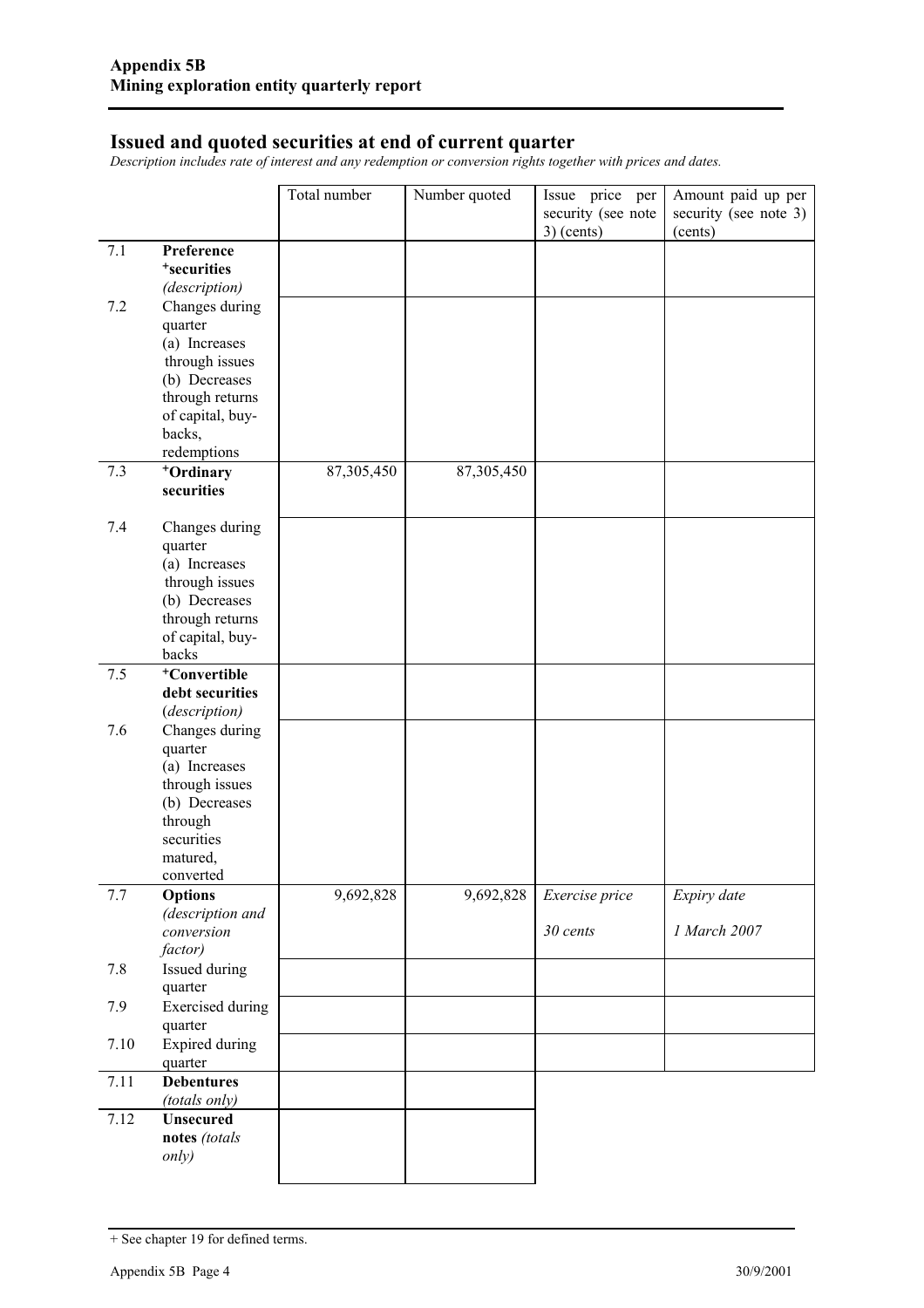## Issued and quoted securities at end of current quarter

*Description includes rate of interest and any redemption or conversion rights together with prices and dates.*

| | | Total number | Number quoted | Issue price per security (see note 3) (cents) | Amount paid up per security (see note 3) (cents) |
|---|---|---|---|---|---|
| 7.1 | **Preference +securities** *(description)* | | | | |
| 7.2 | Changes during quarter (a) Increases through issues (b) Decreases through returns of capital, buy-backs, redemptions | | | | |
| 7.3 | **+Ordinary securities** | 87,305,450 | 87,305,450 | | |
| 7.4 | Changes during quarter (a) Increases through issues (b) Decreases through returns of capital, buy-backs | | | | |
| 7.5 | **+Convertible debt securities** *(description)* | | | | |
| 7.6 | Changes during quarter (a) Increases through issues (b) Decreases through securities matured, converted | | | | |
| 7.7 | **Options** *(description and conversion factor)* | 9,692,828 | 9,692,828 | *Exercise price* *30 cents* | *Expiry date* *1 March 2007* |
| 7.8 | Issued during quarter | | | | |
| 7.9 | Exercised during quarter | | | | |
| 7.10 | Expired during quarter | | | | |
| 7.11 | **Debentures** *(totals only)* | | | | |
| 7.12 | **Unsecured notes** *(totals only)* | | | | |

+ See chapter 19 for defined terms.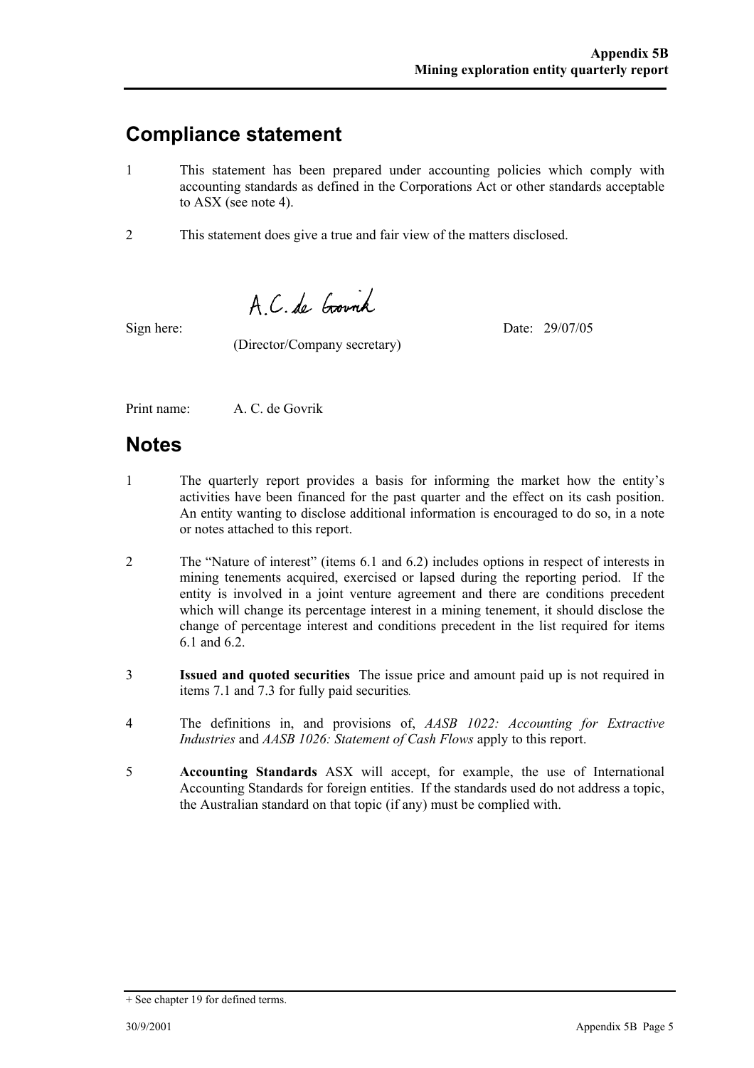## Compliance statement

1 This statement has been prepared under accounting policies which comply with accounting standards as defined in the Corporations Act or other standards acceptable to ASX (see note 4).

2 This statement does give a true and fair view of the matters disclosed.

Sign here: A.C. de Govrik (Director/Company secretary) Date: 29/07/05

Print name: A. C. de Govrik

## Notes

1 The quarterly report provides a basis for informing the market how the entity's activities have been financed for the past quarter and the effect on its cash position. An entity wanting to disclose additional information is encouraged to do so, in a note or notes attached to this report.

2 The "Nature of interest" (items 6.1 and 6.2) includes options in respect of interests in mining tenements acquired, exercised or lapsed during the reporting period. If the entity is involved in a joint venture agreement and there are conditions precedent which will change its percentage interest in a mining tenement, it should disclose the change of percentage interest and conditions precedent in the list required for items 6.1 and 6.2.

3 **Issued and quoted securities** The issue price and amount paid up is not required in items 7.1 and 7.3 for fully paid securities.

4 The definitions in, and provisions of, *AASB 1022: Accounting for Extractive Industries* and *AASB 1026: Statement of Cash Flows* apply to this report.

5 **Accounting Standards** ASX will accept, for example, the use of International Accounting Standards for foreign entities. If the standards used do not address a topic, the Australian standard on that topic (if any) must be complied with.

+ See chapter 19 for defined terms.